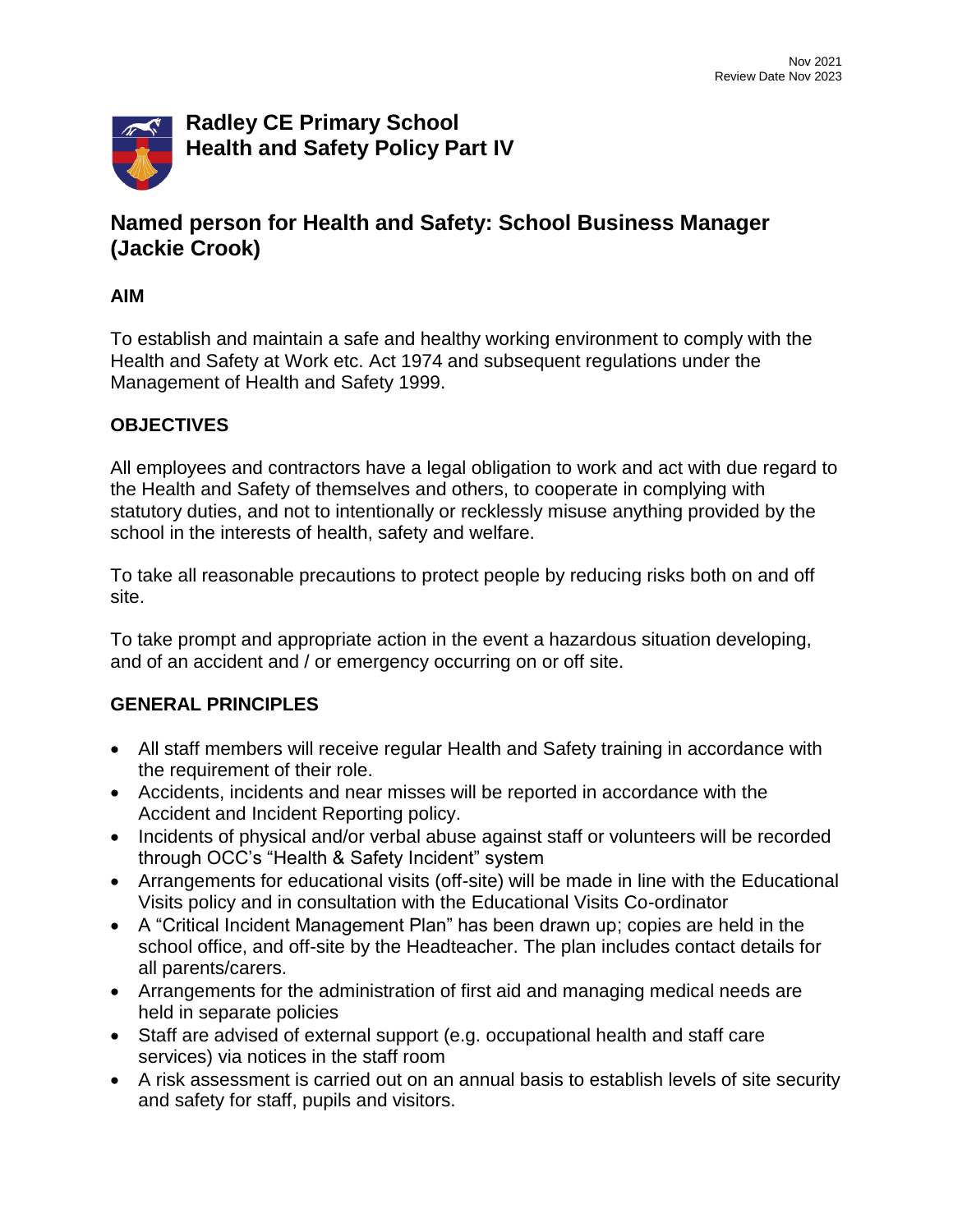Nov 2021
Review Date Nov 2023

# Radley CE Primary School
# Health and Safety Policy Part IV

## Named person for Health and Safety: School Business Manager (Jackie Crook)

### AIM

To establish and maintain a safe and healthy working environment to comply with the Health and Safety at Work etc. Act 1974 and subsequent regulations under the Management of Health and Safety 1999.

### OBJECTIVES

All employees and contractors have a legal obligation to work and act with due regard to the Health and Safety of themselves and others, to cooperate in complying with statutory duties, and not to intentionally or recklessly misuse anything provided by the school in the interests of health, safety and welfare.

To take all reasonable precautions to protect people by reducing risks both on and off site.

To take prompt and appropriate action in the event a hazardous situation developing, and of an accident and / or emergency occurring on or off site.

### GENERAL PRINCIPLES

- All staff members will receive regular Health and Safety training in accordance with the requirement of their role.
- Accidents, incidents and near misses will be reported in accordance with the Accident and Incident Reporting policy.
- Incidents of physical and/or verbal abuse against staff or volunteers will be recorded through OCC's "Health & Safety Incident" system
- Arrangements for educational visits (off-site) will be made in line with the Educational Visits policy and in consultation with the Educational Visits Co-ordinator
- A "Critical Incident Management Plan" has been drawn up; copies are held in the school office, and off-site by the Headteacher. The plan includes contact details for all parents/carers.
- Arrangements for the administration of first aid and managing medical needs are held in separate policies
- Staff are advised of external support (e.g. occupational health and staff care services) via notices in the staff room
- A risk assessment is carried out on an annual basis to establish levels of site security and safety for staff, pupils and visitors.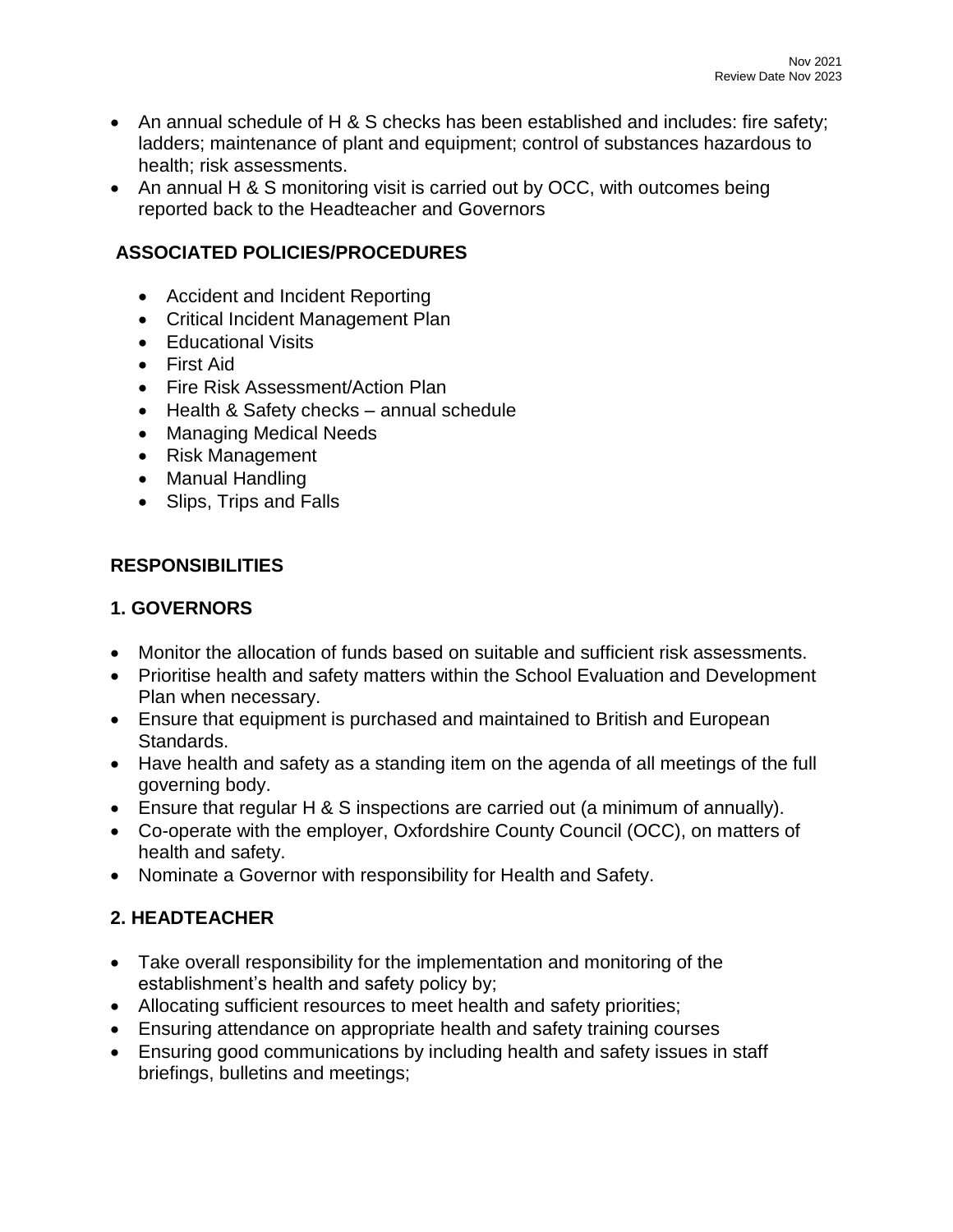- An annual schedule of H & S checks has been established and includes: fire safety; ladders; maintenance of plant and equipment; control of substances hazardous to health; risk assessments.
- An annual H & S monitoring visit is carried out by OCC, with outcomes being reported back to the Headteacher and Governors

## ASSOCIATED POLICIES/PROCEDURES

- Accident and Incident Reporting
- Critical Incident Management Plan
- Educational Visits
- First Aid
- Fire Risk Assessment/Action Plan
- Health & Safety checks – annual schedule
- Managing Medical Needs
- Risk Management
- Manual Handling
- Slips, Trips and Falls

## RESPONSIBILITIES

### 1. GOVERNORS

- Monitor the allocation of funds based on suitable and sufficient risk assessments.
- Prioritise health and safety matters within the School Evaluation and Development Plan when necessary.
- Ensure that equipment is purchased and maintained to British and European Standards.
- Have health and safety as a standing item on the agenda of all meetings of the full governing body.
- Ensure that regular H & S inspections are carried out (a minimum of annually).
- Co-operate with the employer, Oxfordshire County Council (OCC), on matters of health and safety.
- Nominate a Governor with responsibility for Health and Safety.

### 2. HEADTEACHER

- Take overall responsibility for the implementation and monitoring of the establishment's health and safety policy by;
- Allocating sufficient resources to meet health and safety priorities;
- Ensuring attendance on appropriate health and safety training courses
- Ensuring good communications by including health and safety issues in staff briefings, bulletins and meetings;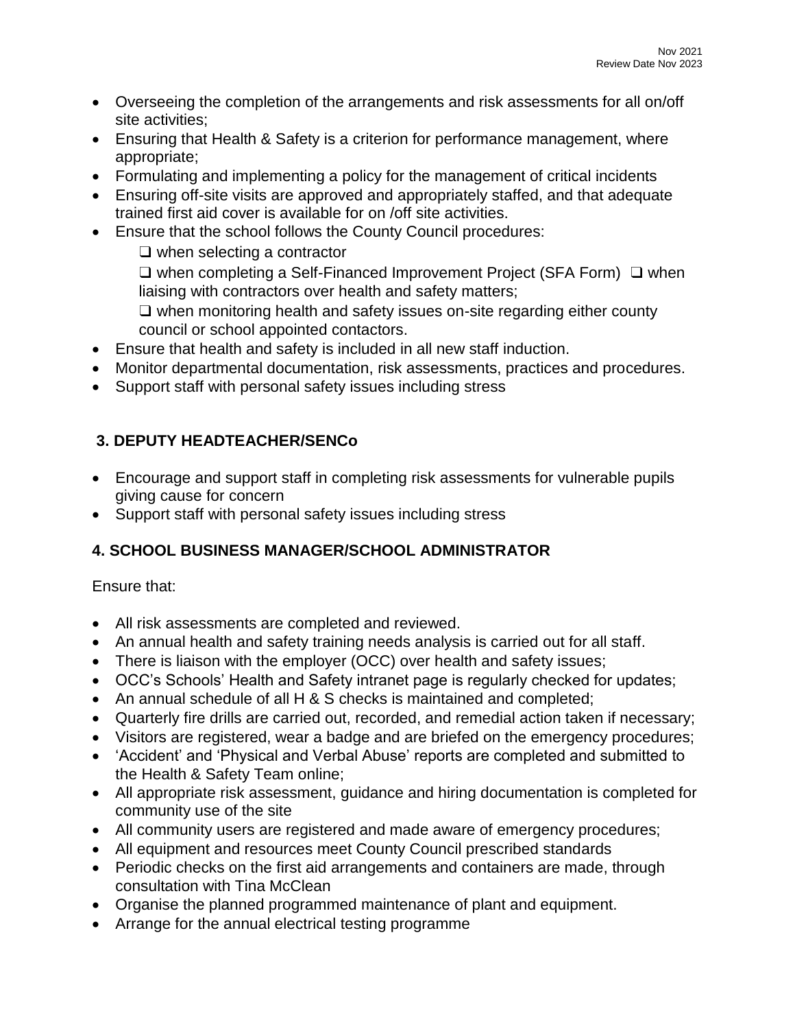- Overseeing the completion of the arrangements and risk assessments for all on/off site activities;
- Ensuring that Health & Safety is a criterion for performance management, where appropriate;
- Formulating and implementing a policy for the management of critical incidents
- Ensuring off-site visits are approved and appropriately staffed, and that adequate trained first aid cover is available for on /off site activities.
- Ensure that the school follows the County Council procedures:
  - ❑ when selecting a contractor
  - ❑ when completing a Self-Financed Improvement Project (SFA Form) ❑ when liaising with contractors over health and safety matters;
  - ❑ when monitoring health and safety issues on-site regarding either county council or school appointed contactors.
- Ensure that health and safety is included in all new staff induction.
- Monitor departmental documentation, risk assessments, practices and procedures.
- Support staff with personal safety issues including stress

## 3. DEPUTY HEADTEACHER/SENCo

- Encourage and support staff in completing risk assessments for vulnerable pupils giving cause for concern
- Support staff with personal safety issues including stress

## 4. SCHOOL BUSINESS MANAGER/SCHOOL ADMINISTRATOR

Ensure that:

- All risk assessments are completed and reviewed.
- An annual health and safety training needs analysis is carried out for all staff.
- There is liaison with the employer (OCC) over health and safety issues;
- OCC's Schools' Health and Safety intranet page is regularly checked for updates;
- An annual schedule of all H & S checks is maintained and completed;
- Quarterly fire drills are carried out, recorded, and remedial action taken if necessary;
- Visitors are registered, wear a badge and are briefed on the emergency procedures;
- 'Accident' and 'Physical and Verbal Abuse' reports are completed and submitted to the Health & Safety Team online;
- All appropriate risk assessment, guidance and hiring documentation is completed for community use of the site
- All community users are registered and made aware of emergency procedures;
- All equipment and resources meet County Council prescribed standards
- Periodic checks on the first aid arrangements and containers are made, through consultation with Tina McClean
- Organise the planned programmed maintenance of plant and equipment.
- Arrange for the annual electrical testing programme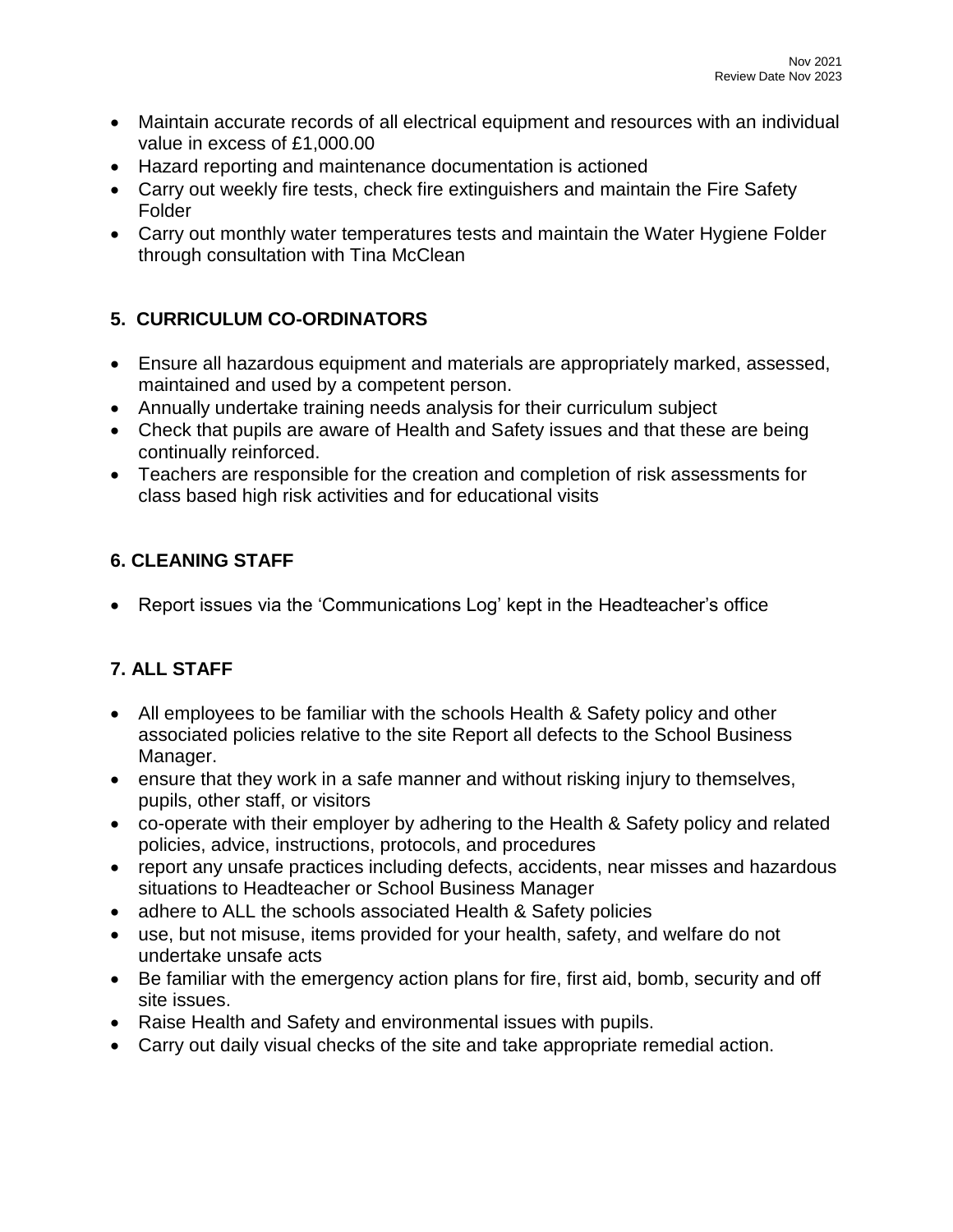- Maintain accurate records of all electrical equipment and resources with an individual value in excess of £1,000.00
- Hazard reporting and maintenance documentation is actioned
- Carry out weekly fire tests, check fire extinguishers and maintain the Fire Safety Folder
- Carry out monthly water temperatures tests and maintain the Water Hygiene Folder through consultation with Tina McClean

## 5. CURRICULUM CO-ORDINATORS

- Ensure all hazardous equipment and materials are appropriately marked, assessed, maintained and used by a competent person.
- Annually undertake training needs analysis for their curriculum subject
- Check that pupils are aware of Health and Safety issues and that these are being continually reinforced.
- Teachers are responsible for the creation and completion of risk assessments for class based high risk activities and for educational visits

## 6. CLEANING STAFF

- Report issues via the 'Communications Log' kept in the Headteacher's office

## 7. ALL STAFF

- All employees to be familiar with the schools Health & Safety policy and other associated policies relative to the site Report all defects to the School Business Manager.
- ensure that they work in a safe manner and without risking injury to themselves, pupils, other staff, or visitors
- co-operate with their employer by adhering to the Health & Safety policy and related policies, advice, instructions, protocols, and procedures
- report any unsafe practices including defects, accidents, near misses and hazardous situations to Headteacher or School Business Manager
- adhere to ALL the schools associated Health & Safety policies
- use, but not misuse, items provided for your health, safety, and welfare do not undertake unsafe acts
- Be familiar with the emergency action plans for fire, first aid, bomb, security and off site issues.
- Raise Health and Safety and environmental issues with pupils.
- Carry out daily visual checks of the site and take appropriate remedial action.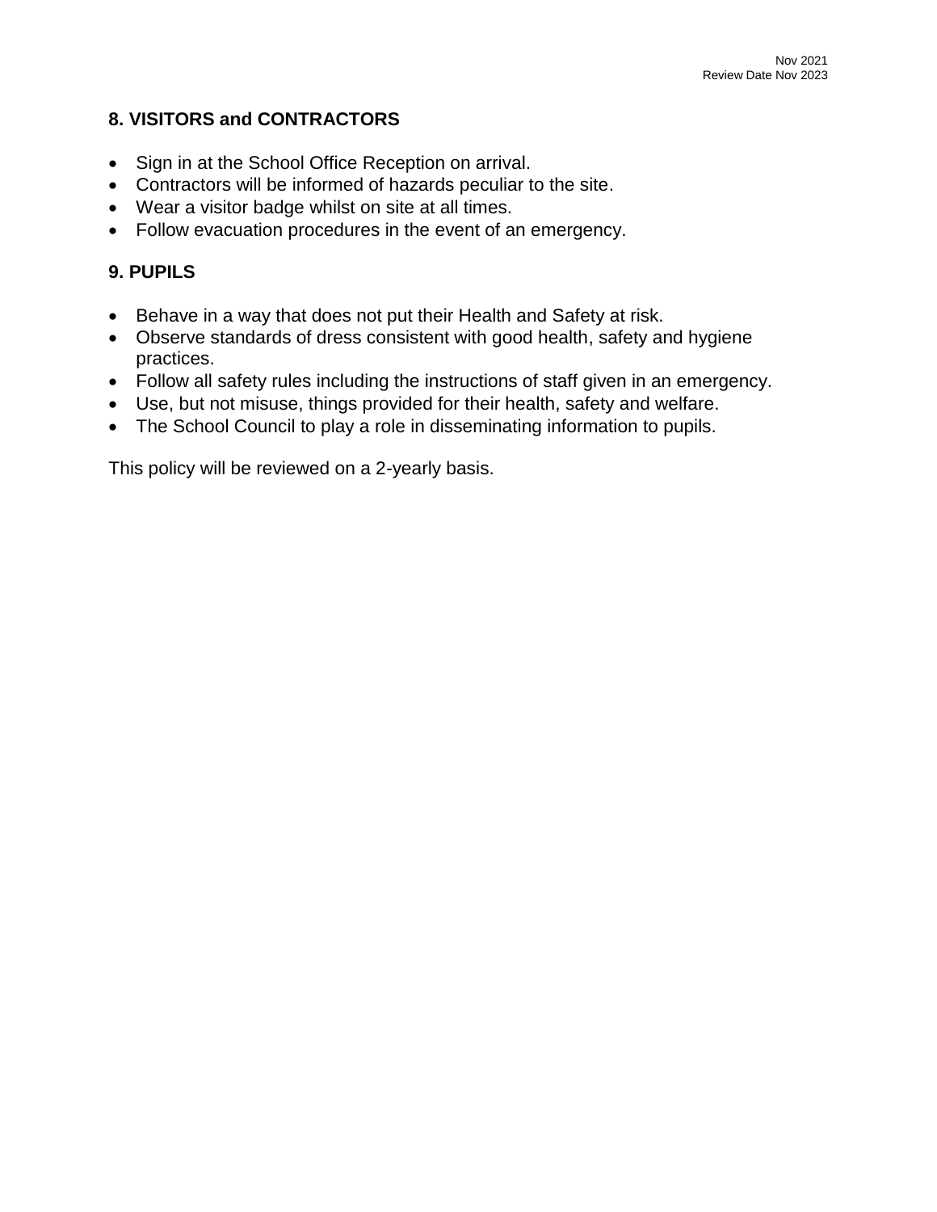## 8. VISITORS and CONTRACTORS

- Sign in at the School Office Reception on arrival.
- Contractors will be informed of hazards peculiar to the site.
- Wear a visitor badge whilst on site at all times.
- Follow evacuation procedures in the event of an emergency.

## 9. PUPILS

- Behave in a way that does not put their Health and Safety at risk.
- Observe standards of dress consistent with good health, safety and hygiene practices.
- Follow all safety rules including the instructions of staff given in an emergency.
- Use, but not misuse, things provided for their health, safety and welfare.
- The School Council to play a role in disseminating information to pupils.

This policy will be reviewed on a 2-yearly basis.